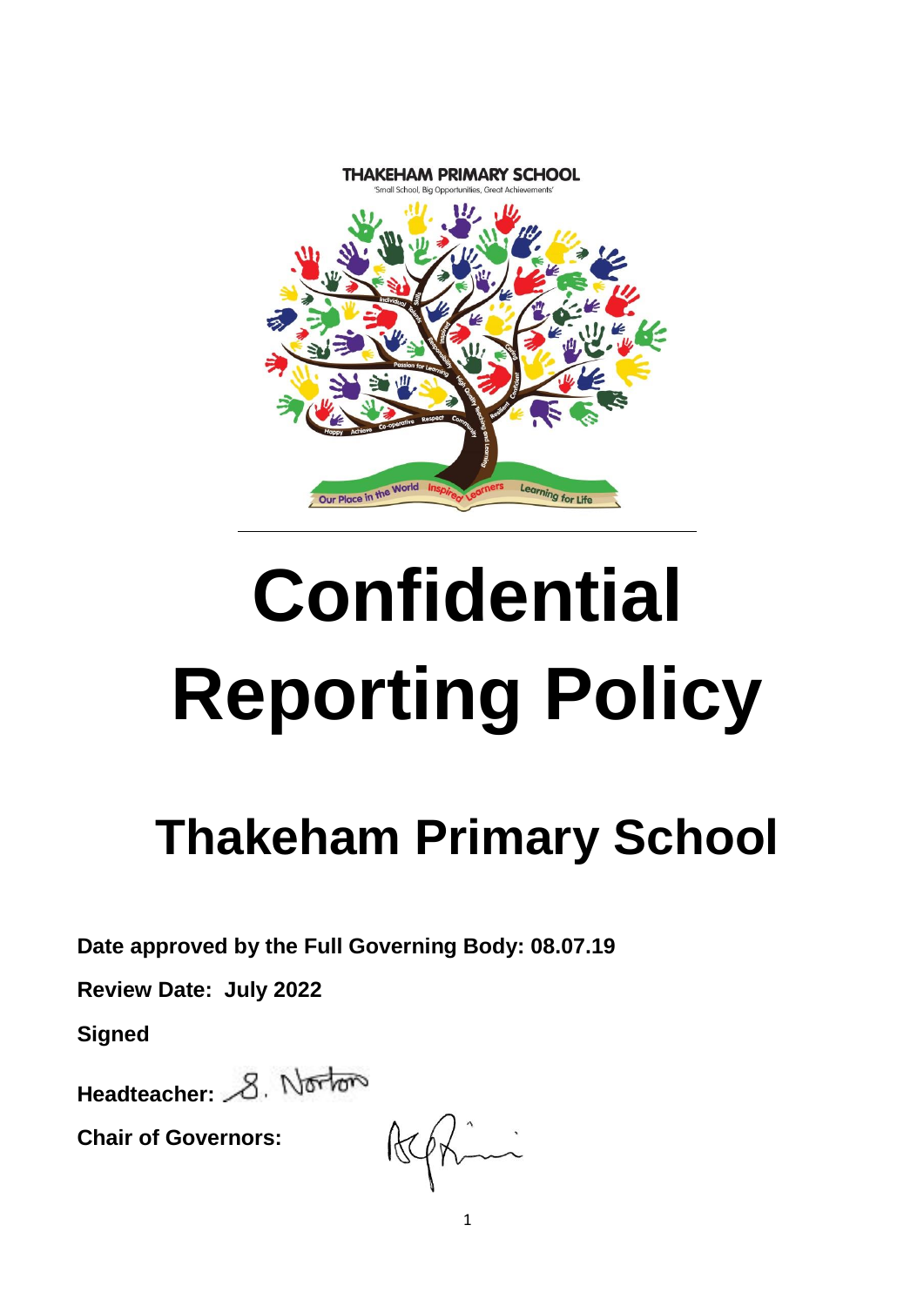THAKEHAM PRIMARY SCHOOL

'Small School, Big Opportunities, Great Achievements'

# Confidential Reporting Policy

## Thakeham Primary School

**Date approved by the Full Governing Body: 08.07.19**

**Review Date: July 2022**

**Signed**

**Headteacher:** S. Norton

**Chair of Governors:**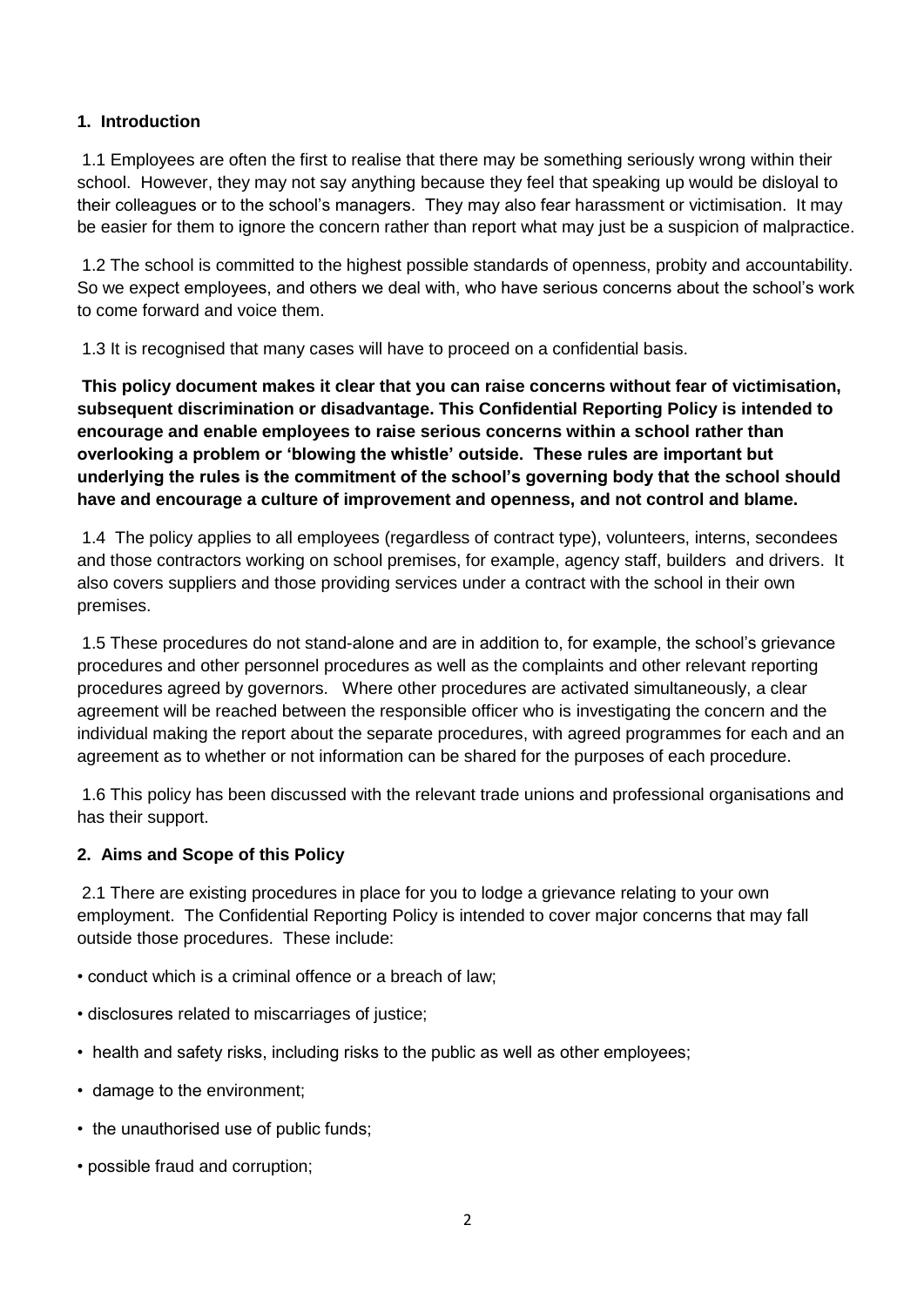## 1. Introduction

1.1 Employees are often the first to realise that there may be something seriously wrong within their school. However, they may not say anything because they feel that speaking up would be disloyal to their colleagues or to the school's managers. They may also fear harassment or victimisation. It may be easier for them to ignore the concern rather than report what may just be a suspicion of malpractice.

1.2 The school is committed to the highest possible standards of openness, probity and accountability. So we expect employees, and others we deal with, who have serious concerns about the school's work to come forward and voice them.

1.3 It is recognised that many cases will have to proceed on a confidential basis.

**This policy document makes it clear that you can raise concerns without fear of victimisation, subsequent discrimination or disadvantage. This Confidential Reporting Policy is intended to encourage and enable employees to raise serious concerns within a school rather than overlooking a problem or 'blowing the whistle' outside. These rules are important but underlying the rules is the commitment of the school's governing body that the school should have and encourage a culture of improvement and openness, and not control and blame.**

1.4 The policy applies to all employees (regardless of contract type), volunteers, interns, secondees and those contractors working on school premises, for example, agency staff, builders and drivers. It also covers suppliers and those providing services under a contract with the school in their own premises.

1.5 These procedures do not stand-alone and are in addition to, for example, the school's grievance procedures and other personnel procedures as well as the complaints and other relevant reporting procedures agreed by governors. Where other procedures are activated simultaneously, a clear agreement will be reached between the responsible officer who is investigating the concern and the individual making the report about the separate procedures, with agreed programmes for each and an agreement as to whether or not information can be shared for the purposes of each procedure.

1.6 This policy has been discussed with the relevant trade unions and professional organisations and has their support.

## 2. Aims and Scope of this Policy

2.1 There are existing procedures in place for you to lodge a grievance relating to your own employment. The Confidential Reporting Policy is intended to cover major concerns that may fall outside those procedures. These include:

- conduct which is a criminal offence or a breach of law;
- disclosures related to miscarriages of justice;
- health and safety risks, including risks to the public as well as other employees;
- damage to the environment;
- the unauthorised use of public funds;
- possible fraud and corruption;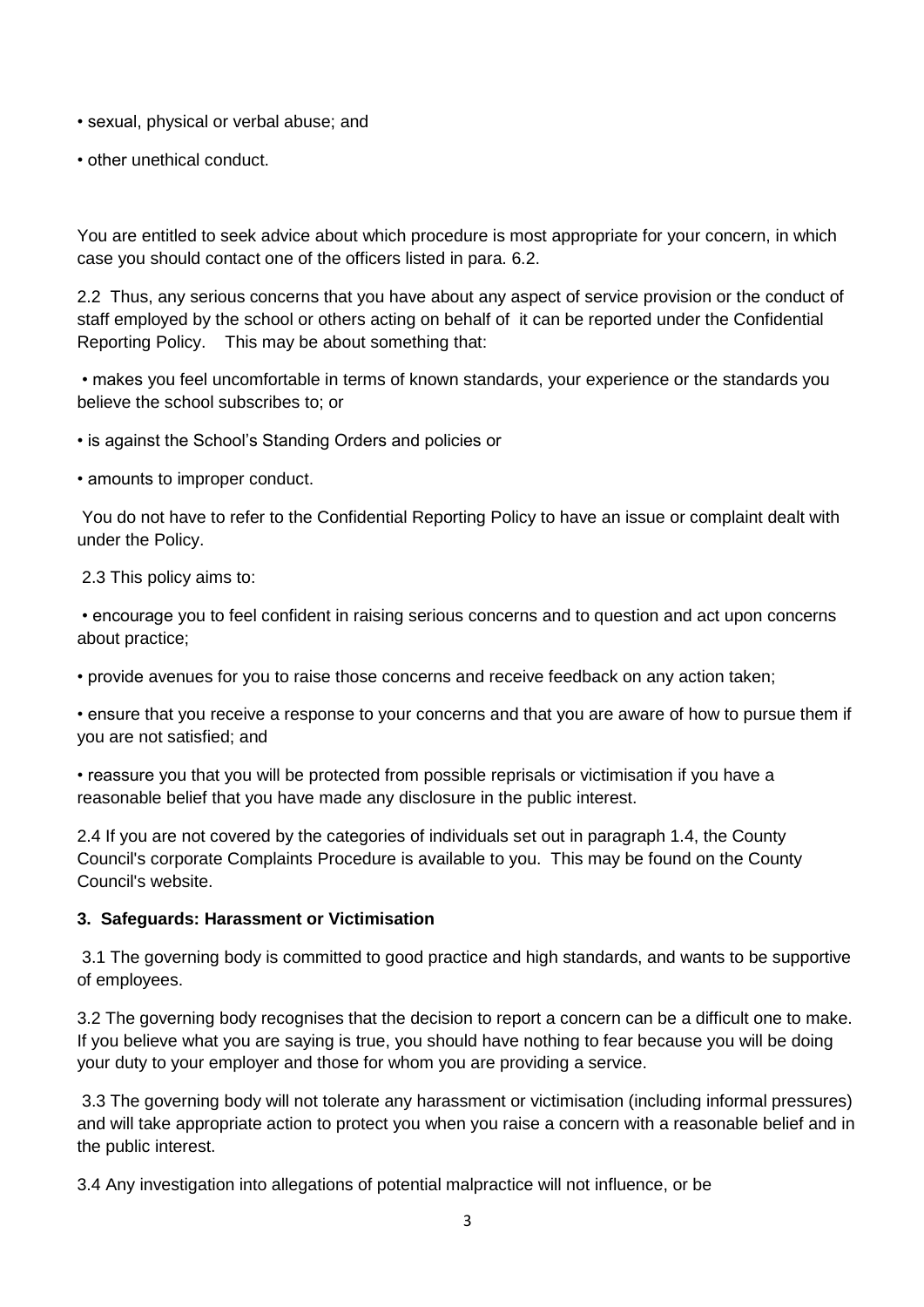- sexual, physical or verbal abuse; and
- other unethical conduct.

You are entitled to seek advice about which procedure is most appropriate for your concern, in which case you should contact one of the officers listed in para. 6.2.

2.2 Thus, any serious concerns that you have about any aspect of service provision or the conduct of staff employed by the school or others acting on behalf of it can be reported under the Confidential Reporting Policy. This may be about something that:

- makes you feel uncomfortable in terms of known standards, your experience or the standards you believe the school subscribes to; or
- is against the School's Standing Orders and policies or
- amounts to improper conduct.

You do not have to refer to the Confidential Reporting Policy to have an issue or complaint dealt with under the Policy.

2.3 This policy aims to:

- encourage you to feel confident in raising serious concerns and to question and act upon concerns about practice;
- provide avenues for you to raise those concerns and receive feedback on any action taken;
- ensure that you receive a response to your concerns and that you are aware of how to pursue them if you are not satisfied; and
- reassure you that you will be protected from possible reprisals or victimisation if you have a reasonable belief that you have made any disclosure in the public interest.

2.4 If you are not covered by the categories of individuals set out in paragraph 1.4, the County Council's corporate Complaints Procedure is available to you. This may be found on the County Council's website.

**3. Safeguards: Harassment or Victimisation**

3.1 The governing body is committed to good practice and high standards, and wants to be supportive of employees.

3.2 The governing body recognises that the decision to report a concern can be a difficult one to make. If you believe what you are saying is true, you should have nothing to fear because you will be doing your duty to your employer and those for whom you are providing a service.

3.3 The governing body will not tolerate any harassment or victimisation (including informal pressures) and will take appropriate action to protect you when you raise a concern with a reasonable belief and in the public interest.

3.4 Any investigation into allegations of potential malpractice will not influence, or be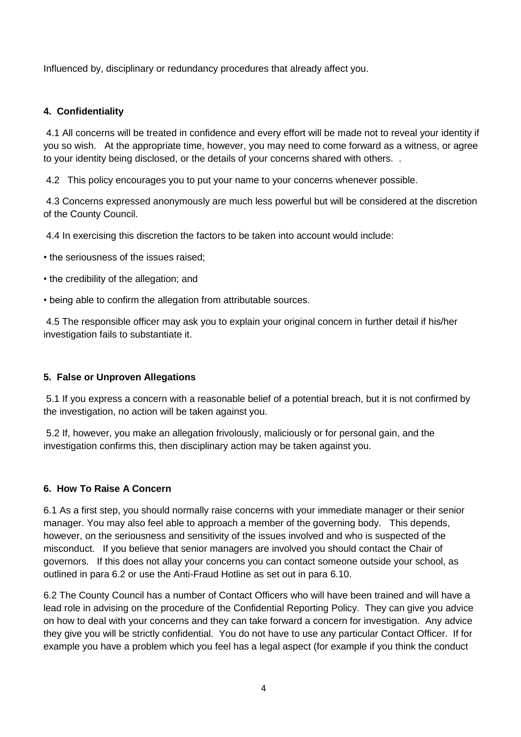Influenced by, disciplinary or redundancy procedures that already affect you.

## 4. Confidentiality

4.1 All concerns will be treated in confidence and every effort will be made not to reveal your identity if you so wish. At the appropriate time, however, you may need to come forward as a witness, or agree to your identity being disclosed, or the details of your concerns shared with others. .

4.2 This policy encourages you to put your name to your concerns whenever possible.

4.3 Concerns expressed anonymously are much less powerful but will be considered at the discretion of the County Council.

4.4 In exercising this discretion the factors to be taken into account would include:

- the seriousness of the issues raised;
- the credibility of the allegation; and
- being able to confirm the allegation from attributable sources.

4.5 The responsible officer may ask you to explain your original concern in further detail if his/her investigation fails to substantiate it.

## 5. False or Unproven Allegations

5.1 If you express a concern with a reasonable belief of a potential breach, but it is not confirmed by the investigation, no action will be taken against you.

5.2 If, however, you make an allegation frivolously, maliciously or for personal gain, and the investigation confirms this, then disciplinary action may be taken against you.

## 6. How To Raise A Concern

6.1 As a first step, you should normally raise concerns with your immediate manager or their senior manager. You may also feel able to approach a member of the governing body. This depends, however, on the seriousness and sensitivity of the issues involved and who is suspected of the misconduct. If you believe that senior managers are involved you should contact the Chair of governors. If this does not allay your concerns you can contact someone outside your school, as outlined in para 6.2 or use the Anti-Fraud Hotline as set out in para 6.10.

6.2 The County Council has a number of Contact Officers who will have been trained and will have a lead role in advising on the procedure of the Confidential Reporting Policy. They can give you advice on how to deal with your concerns and they can take forward a concern for investigation. Any advice they give you will be strictly confidential. You do not have to use any particular Contact Officer. If for example you have a problem which you feel has a legal aspect (for example if you think the conduct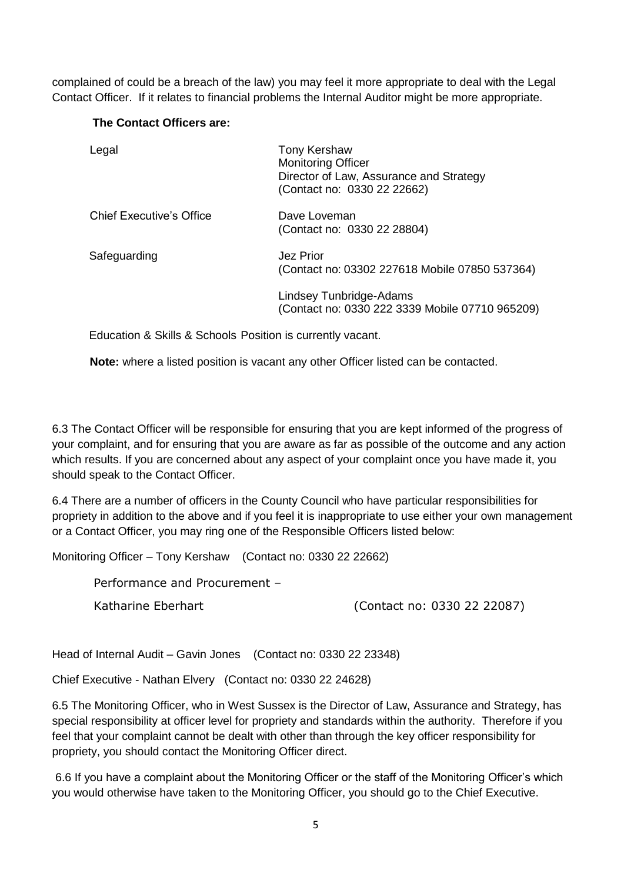complained of could be a breach of the law) you may feel it more appropriate to deal with the Legal Contact Officer. If it relates to financial problems the Internal Auditor might be more appropriate.

**The Contact Officers are:**

| | |
|---|---|
| Legal | Tony Kershaw<br>Monitoring Officer<br>Director of Law, Assurance and Strategy<br>(Contact no: 0330 22 22662) |
| Chief Executive's Office | Dave Loveman<br>(Contact no: 0330 22 28804) |
| Safeguarding | Jez Prior<br>(Contact no: 03302 227618 Mobile 07850 537364) |
| | Lindsey Tunbridge-Adams<br>(Contact no: 0330 222 3339 Mobile 07710 965209) |

Education & Skills & Schools Position is currently vacant.

**Note:** where a listed position is vacant any other Officer listed can be contacted.

6.3 The Contact Officer will be responsible for ensuring that you are kept informed of the progress of your complaint, and for ensuring that you are aware as far as possible of the outcome and any action which results. If you are concerned about any aspect of your complaint once you have made it, you should speak to the Contact Officer.

6.4 There are a number of officers in the County Council who have particular responsibilities for propriety in addition to the above and if you feel it is inappropriate to use either your own management or a Contact Officer, you may ring one of the Responsible Officers listed below:

Monitoring Officer – Tony Kershaw (Contact no: 0330 22 22662)

Performance and Procurement –
Katharine Eberhart (Contact no: 0330 22 22087)

Head of Internal Audit – Gavin Jones (Contact no: 0330 22 23348)

Chief Executive - Nathan Elvery (Contact no: 0330 22 24628)

6.5 The Monitoring Officer, who in West Sussex is the Director of Law, Assurance and Strategy, has special responsibility at officer level for propriety and standards within the authority. Therefore if you feel that your complaint cannot be dealt with other than through the key officer responsibility for propriety, you should contact the Monitoring Officer direct.

6.6 If you have a complaint about the Monitoring Officer or the staff of the Monitoring Officer's which you would otherwise have taken to the Monitoring Officer, you should go to the Chief Executive.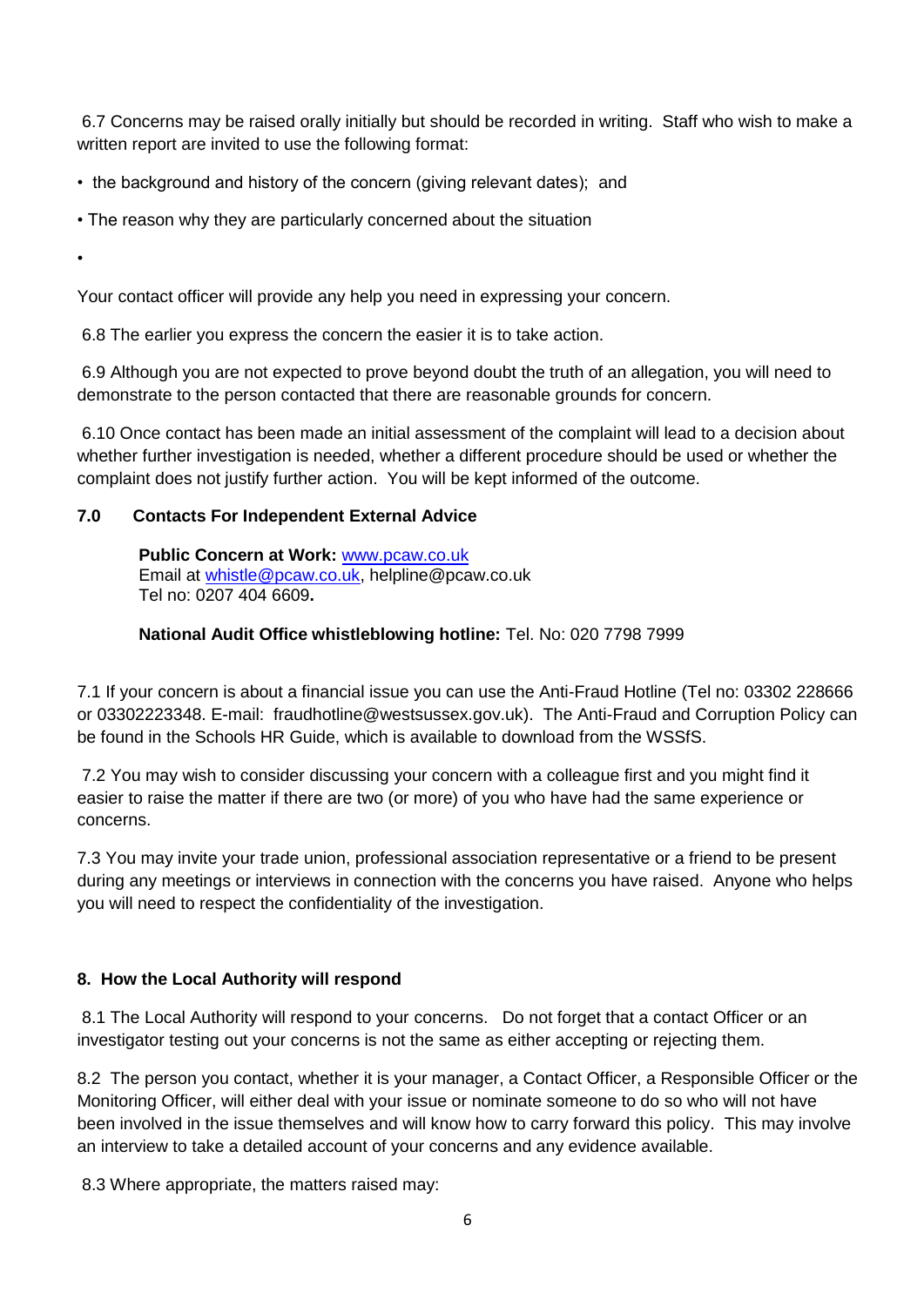6.7 Concerns may be raised orally initially but should be recorded in writing. Staff who wish to make a written report are invited to use the following format:

- the background and history of the concern (giving relevant dates); and
- The reason why they are particularly concerned about the situation
- 

Your contact officer will provide any help you need in expressing your concern.

6.8 The earlier you express the concern the easier it is to take action.

6.9 Although you are not expected to prove beyond doubt the truth of an allegation, you will need to demonstrate to the person contacted that there are reasonable grounds for concern.

6.10 Once contact has been made an initial assessment of the complaint will lead to a decision about whether further investigation is needed, whether a different procedure should be used or whether the complaint does not justify further action. You will be kept informed of the outcome.

## 7.0 Contacts For Independent External Advice

**Public Concern at Work:** www.pcaw.co.uk
Email at whistle@pcaw.co.uk, helpline@pcaw.co.uk
Tel no: 0207 404 6609**.**

**National Audit Office whistleblowing hotline:** Tel. No: 020 7798 7999

7.1 If your concern is about a financial issue you can use the Anti-Fraud Hotline (Tel no: 03302 228666 or 03302223348. E-mail: fraudhotline@westsussex.gov.uk). The Anti-Fraud and Corruption Policy can be found in the Schools HR Guide, which is available to download from the WSSfS.

7.2 You may wish to consider discussing your concern with a colleague first and you might find it easier to raise the matter if there are two (or more) of you who have had the same experience or concerns.

7.3 You may invite your trade union, professional association representative or a friend to be present during any meetings or interviews in connection with the concerns you have raised. Anyone who helps you will need to respect the confidentiality of the investigation.

## 8. How the Local Authority will respond

8.1 The Local Authority will respond to your concerns. Do not forget that a contact Officer or an investigator testing out your concerns is not the same as either accepting or rejecting them.

8.2 The person you contact, whether it is your manager, a Contact Officer, a Responsible Officer or the Monitoring Officer, will either deal with your issue or nominate someone to do so who will not have been involved in the issue themselves and will know how to carry forward this policy. This may involve an interview to take a detailed account of your concerns and any evidence available.

8.3 Where appropriate, the matters raised may: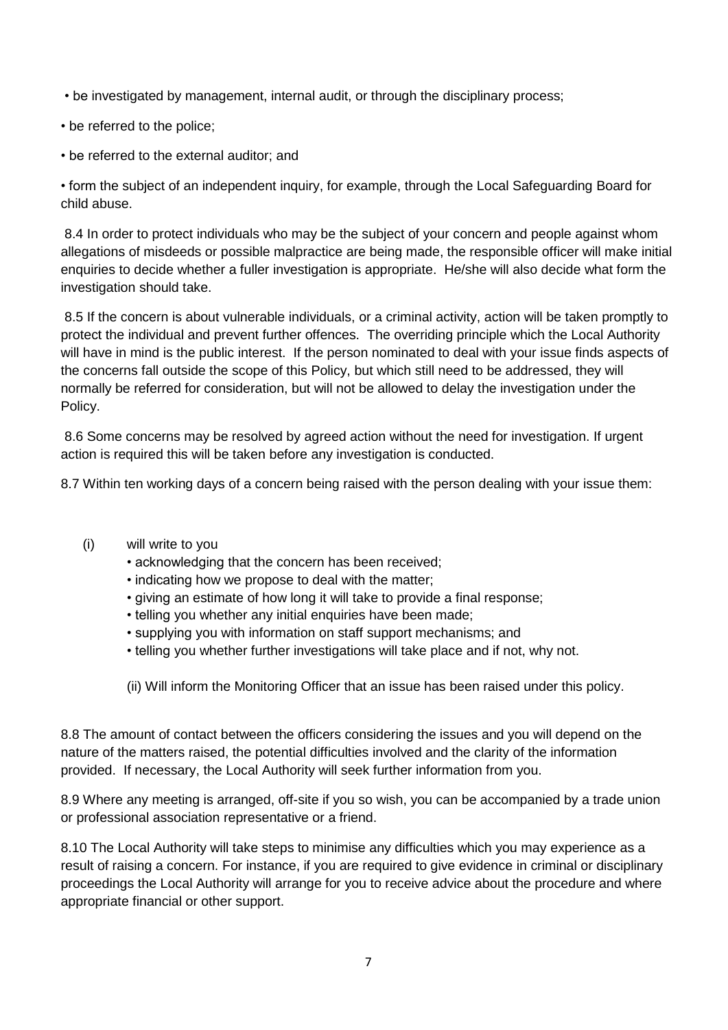- be investigated by management, internal audit, or through the disciplinary process;
- be referred to the police;
- be referred to the external auditor; and
- form the subject of an independent inquiry, for example, through the Local Safeguarding Board for child abuse.

8.4 In order to protect individuals who may be the subject of your concern and people against whom allegations of misdeeds or possible malpractice are being made, the responsible officer will make initial enquiries to decide whether a fuller investigation is appropriate. He/she will also decide what form the investigation should take.

8.5 If the concern is about vulnerable individuals, or a criminal activity, action will be taken promptly to protect the individual and prevent further offences. The overriding principle which the Local Authority will have in mind is the public interest. If the person nominated to deal with your issue finds aspects of the concerns fall outside the scope of this Policy, but which still need to be addressed, they will normally be referred for consideration, but will not be allowed to delay the investigation under the Policy.

8.6 Some concerns may be resolved by agreed action without the need for investigation. If urgent action is required this will be taken before any investigation is conducted.

8.7 Within ten working days of a concern being raised with the person dealing with your issue them:

(i) will write to you
- acknowledging that the concern has been received;
- indicating how we propose to deal with the matter;
- giving an estimate of how long it will take to provide a final response;
- telling you whether any initial enquiries have been made;
- supplying you with information on staff support mechanisms; and
- telling you whether further investigations will take place and if not, why not.

(ii) Will inform the Monitoring Officer that an issue has been raised under this policy.

8.8 The amount of contact between the officers considering the issues and you will depend on the nature of the matters raised, the potential difficulties involved and the clarity of the information provided. If necessary, the Local Authority will seek further information from you.

8.9 Where any meeting is arranged, off-site if you so wish, you can be accompanied by a trade union or professional association representative or a friend.

8.10 The Local Authority will take steps to minimise any difficulties which you may experience as a result of raising a concern. For instance, if you are required to give evidence in criminal or disciplinary proceedings the Local Authority will arrange for you to receive advice about the procedure and where appropriate financial or other support.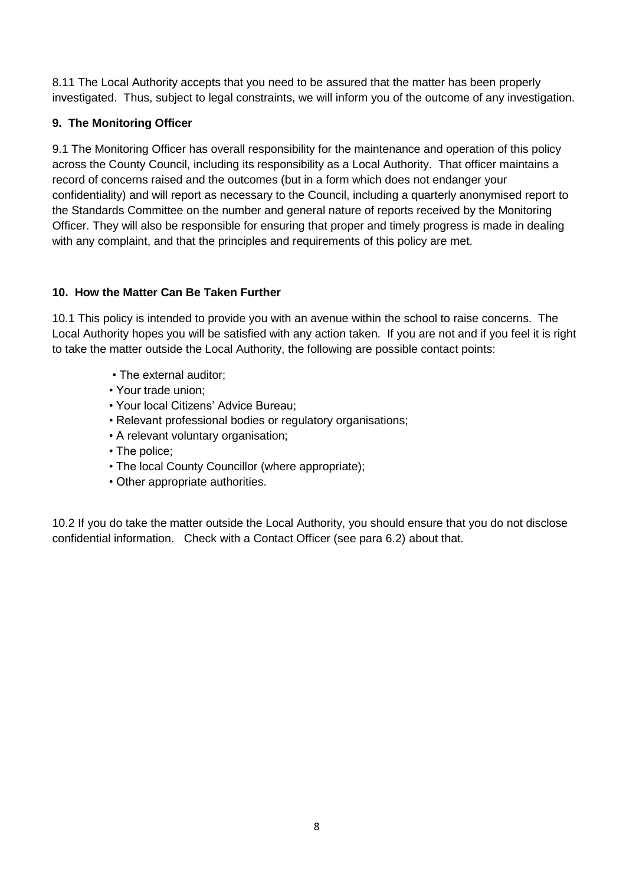8.11 The Local Authority accepts that you need to be assured that the matter has been properly investigated. Thus, subject to legal constraints, we will inform you of the outcome of any investigation.

## 9. The Monitoring Officer

9.1 The Monitoring Officer has overall responsibility for the maintenance and operation of this policy across the County Council, including its responsibility as a Local Authority. That officer maintains a record of concerns raised and the outcomes (but in a form which does not endanger your confidentiality) and will report as necessary to the Council, including a quarterly anonymised report to the Standards Committee on the number and general nature of reports received by the Monitoring Officer. They will also be responsible for ensuring that proper and timely progress is made in dealing with any complaint, and that the principles and requirements of this policy are met.

## 10. How the Matter Can Be Taken Further

10.1 This policy is intended to provide you with an avenue within the school to raise concerns. The Local Authority hopes you will be satisfied with any action taken. If you are not and if you feel it is right to take the matter outside the Local Authority, the following are possible contact points:

- The external auditor;
- Your trade union;
- Your local Citizens' Advice Bureau;
- Relevant professional bodies or regulatory organisations;
- A relevant voluntary organisation;
- The police;
- The local County Councillor (where appropriate);
- Other appropriate authorities.

10.2 If you do take the matter outside the Local Authority, you should ensure that you do not disclose confidential information. Check with a Contact Officer (see para 6.2) about that.